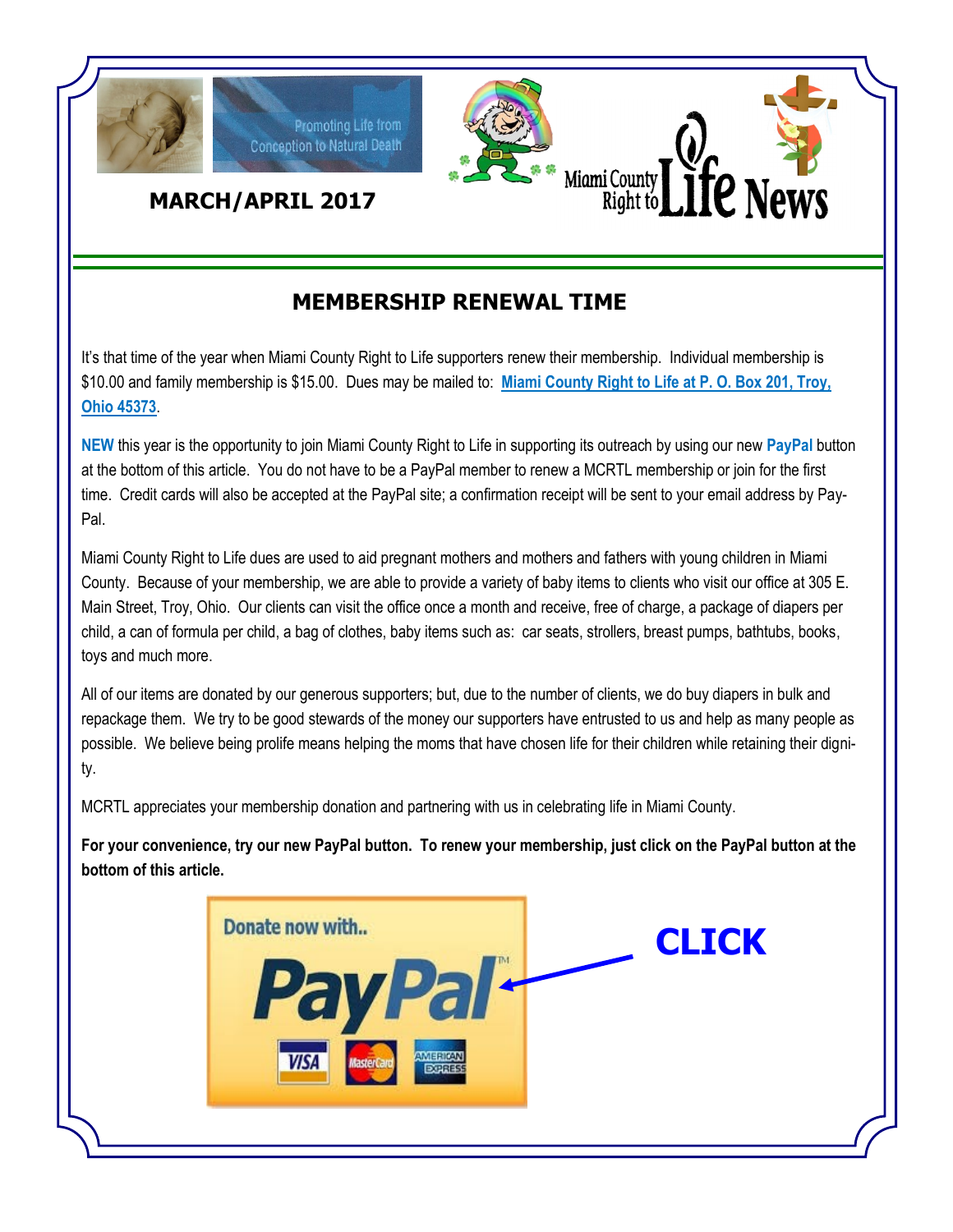Promoting Life from Conception to Natural Death

Miami County Right to Life News

**MARCH/APRIL 2017**

## MEMBERSHIP RENEWAL TIME

It's that time of the year when Miami County Right to Life supporters renew their membership. Individual membership is $10.00 and family membership is $15.00. Dues may be mailed to: **Miami County Right to Life at P. O. Box 201, Troy, Ohio 45373**.

**NEW** this year is the opportunity to join Miami County Right to Life in supporting its outreach by using our new **PayPal** button at the bottom of this article. You do not have to be a PayPal member to renew a MCRTL membership or join for the first time. Credit cards will also be accepted at the PayPal site; a confirmation receipt will be sent to your email address by PayPal.

Miami County Right to Life dues are used to aid pregnant mothers and mothers and fathers with young children in Miami County. Because of your membership, we are able to provide a variety of baby items to clients who visit our office at 305 E. Main Street, Troy, Ohio. Our clients can visit the office once a month and receive, free of charge, a package of diapers per child, a can of formula per child, a bag of clothes, baby items such as: car seats, strollers, breast pumps, bathtubs, books, toys and much more.

All of our items are donated by our generous supporters; but, due to the number of clients, we do buy diapers in bulk and repackage them. We try to be good stewards of the money our supporters have entrusted to us and help as many people as possible. We believe being prolife means helping the moms that have chosen life for their children while retaining their dignity.

MCRTL appreciates your membership donation and partnering with us in celebrating life in Miami County.

**For your convenience, try our new PayPal button. To renew your membership, just click on the PayPal button at the bottom of this article.**

Donate now with.. PayPal

**CLICK**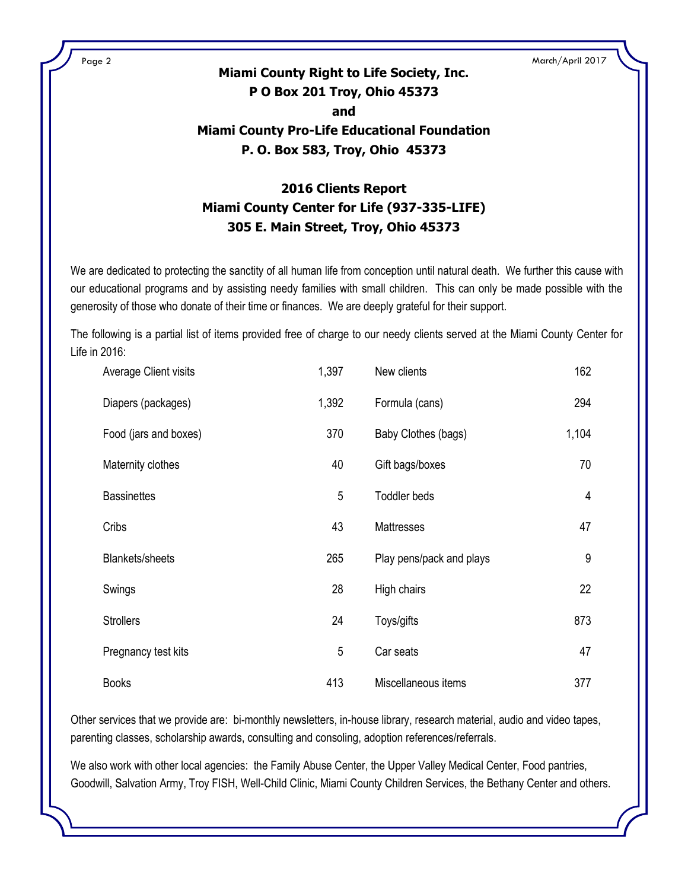**Miami County Right to Life Society, Inc.**
**P O Box 201 Troy, Ohio 45373**
**and**
**Miami County Pro-Life Educational Foundation**
**P. O. Box 583, Troy, Ohio 45373**

## 2016 Clients Report
## Miami County Center for Life (937-335-LIFE)
## 305 E. Main Street, Troy, Ohio 45373

We are dedicated to protecting the sanctity of all human life from conception until natural death. We further this cause with our educational programs and by assisting needy families with small children. This can only be made possible with the generosity of those who donate of their time or finances. We are deeply grateful for their support.

The following is a partial list of items provided free of charge to our needy clients served at the Miami County Center for Life in 2016:

| Item | Count | Item | Count |
|---|---|---|---|
| Average Client visits | 1,397 | New clients | 162 |
| Diapers (packages) | 1,392 | Formula (cans) | 294 |
| Food (jars and boxes) | 370 | Baby Clothes (bags) | 1,104 |
| Maternity clothes | 40 | Gift bags/boxes | 70 |
| Bassinettes | 5 | Toddler beds | 4 |
| Cribs | 43 | Mattresses | 47 |
| Blankets/sheets | 265 | Play pens/pack and plays | 9 |
| Swings | 28 | High chairs | 22 |
| Strollers | 24 | Toys/gifts | 873 |
| Pregnancy test kits | 5 | Car seats | 47 |
| Books | 413 | Miscellaneous items | 377 |

Other services that we provide are: bi-monthly newsletters, in-house library, research material, audio and video tapes, parenting classes, scholarship awards, consulting and consoling, adoption references/referrals.

We also work with other local agencies: the Family Abuse Center, the Upper Valley Medical Center, Food pantries, Goodwill, Salvation Army, Troy FISH, Well-Child Clinic, Miami County Children Services, the Bethany Center and others.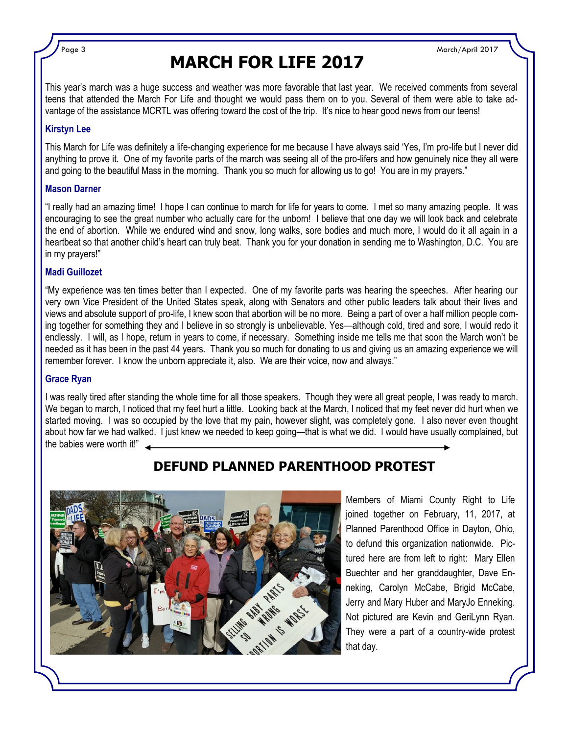# MARCH FOR LIFE 2017

This year's march was a huge success and weather was more favorable that last year. We received comments from several teens that attended the March For Life and thought we would pass them on to you. Several of them were able to take advantage of the assistance MCRTL was offering toward the cost of the trip. It's nice to hear good news from our teens!

### Kirstyn Lee

This March for Life was definitely a life-changing experience for me because I have always said 'Yes, I'm pro-life but I never did anything to prove it. One of my favorite parts of the march was seeing all of the pro-lifers and how genuinely nice they all were and going to the beautiful Mass in the morning. Thank you so much for allowing us to go! You are in my prayers."

### Mason Darner

"I really had an amazing time! I hope I can continue to march for life for years to come. I met so many amazing people. It was encouraging to see the great number who actually care for the unborn! I believe that one day we will look back and celebrate the end of abortion. While we endured wind and snow, long walks, sore bodies and much more, I would do it all again in a heartbeat so that another child's heart can truly beat. Thank you for your donation in sending me to Washington, D.C. You are in my prayers!"

### Madi Guillozet

"My experience was ten times better than I expected. One of my favorite parts was hearing the speeches. After hearing our very own Vice President of the United States speak, along with Senators and other public leaders talk about their lives and views and absolute support of pro-life, I knew soon that abortion will be no more. Being a part of over a half million people coming together for something they and I believe in so strongly is unbelievable. Yes—although cold, tired and sore, I would redo it endlessly. I will, as I hope, return in years to come, if necessary. Something inside me tells me that soon the March won't be needed as it has been in the past 44 years. Thank you so much for donating to us and giving us an amazing experience we will remember forever. I know the unborn appreciate it, also. We are their voice, now and always."

### Grace Ryan

I was really tired after standing the whole time for all those speakers. Though they were all great people, I was ready to march. We began to march, I noticed that my feet hurt a little. Looking back at the March, I noticed that my feet never did hurt when we started moving. I was so occupied by the love that my pain, however slight, was completely gone. I also never even thought about how far we had walked. I just knew we needed to keep going—that is what we did. I would have usually complained, but the babies were worth it!"

## DEFUND PLANNED PARENTHOOD PROTEST

Members of Miami County Right to Life joined together on February, 11, 2017, at Planned Parenthood Office in Dayton, Ohio, to defund this organization nationwide. Pictured here are from left to right: Mary Ellen Buechter and her granddaughter, Dave Enneking, Carolyn McCabe, Brigid McCabe, Jerry and Mary Huber and MaryJo Enneking. Not pictured are Kevin and GeriLynn Ryan. They were a part of a country-wide protest that day.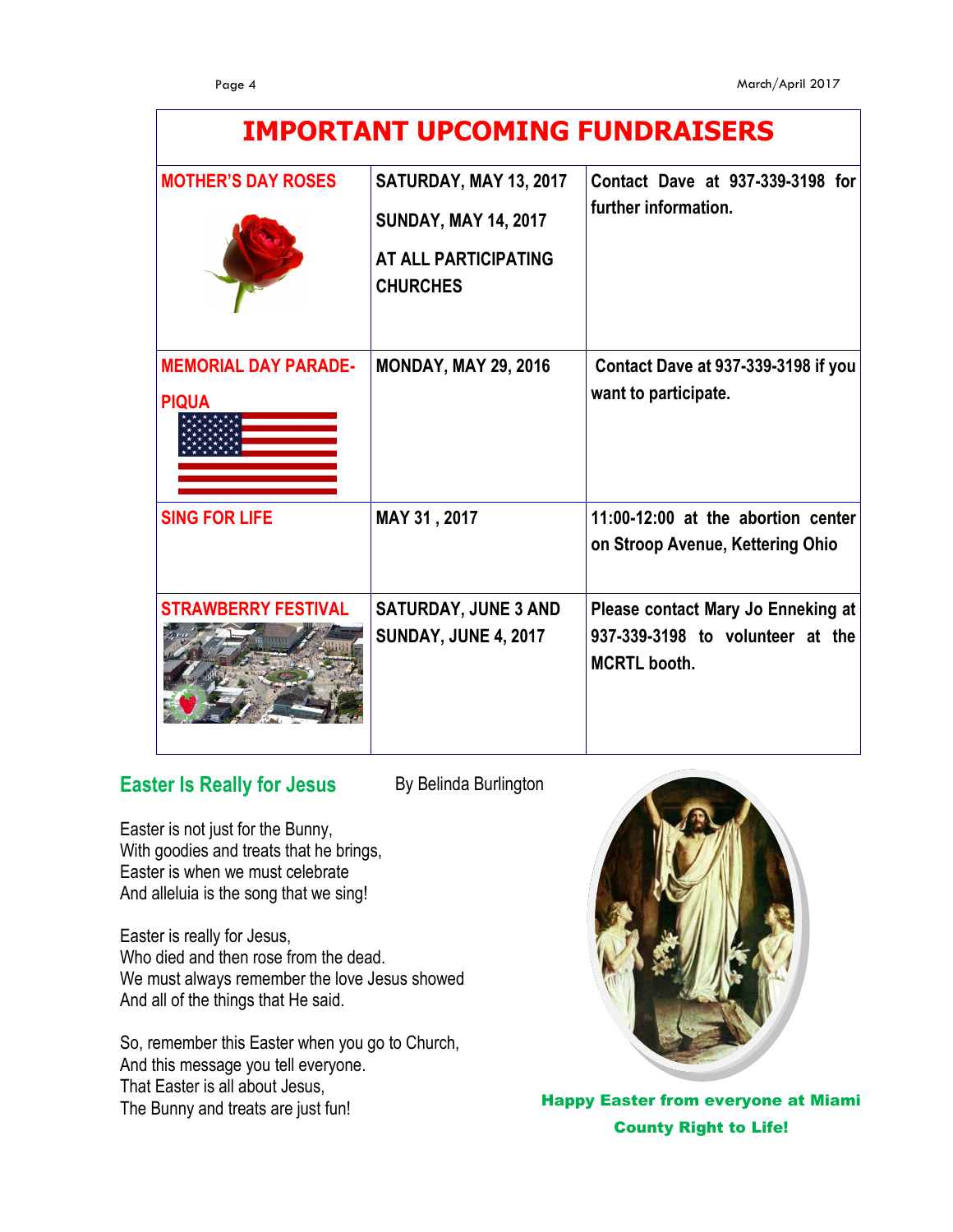# IMPORTANT UPCOMING FUNDRAISERS

| | | |
|---|---|---|
| MOTHER'S DAY ROSES | SATURDAY, MAY 13, 2017<br>SUNDAY, MAY 14, 2017<br>AT ALL PARTICIPATING CHURCHES | Contact Dave at 937-339-3198 for further information. |
| MEMORIAL DAY PARADE-PIQUA | MONDAY, MAY 29, 2016 | Contact Dave at 937-339-3198 if you want to participate. |
| SING FOR LIFE | MAY 31 , 2017 | 11:00-12:00 at the abortion center on Stroop Avenue, Kettering Ohio |
| STRAWBERRY FESTIVAL | SATURDAY, JUNE 3 AND SUNDAY, JUNE 4, 2017 | Please contact Mary Jo Enneking at 937-339-3198 to volunteer at the MCRTL booth. |

## Easter Is Really for Jesus

By Belinda Burlington

Easter is not just for the Bunny,
With goodies and treats that he brings,
Easter is when we must celebrate
And alleluia is the song that we sing!

Easter is really for Jesus,
Who died and then rose from the dead.
We must always remember the love Jesus showed
And all of the things that He said.

So, remember this Easter when you go to Church,
And this message you tell everyone.
That Easter is all about Jesus,
The Bunny and treats are just fun!

**Happy Easter from everyone at Miami County Right to Life!**